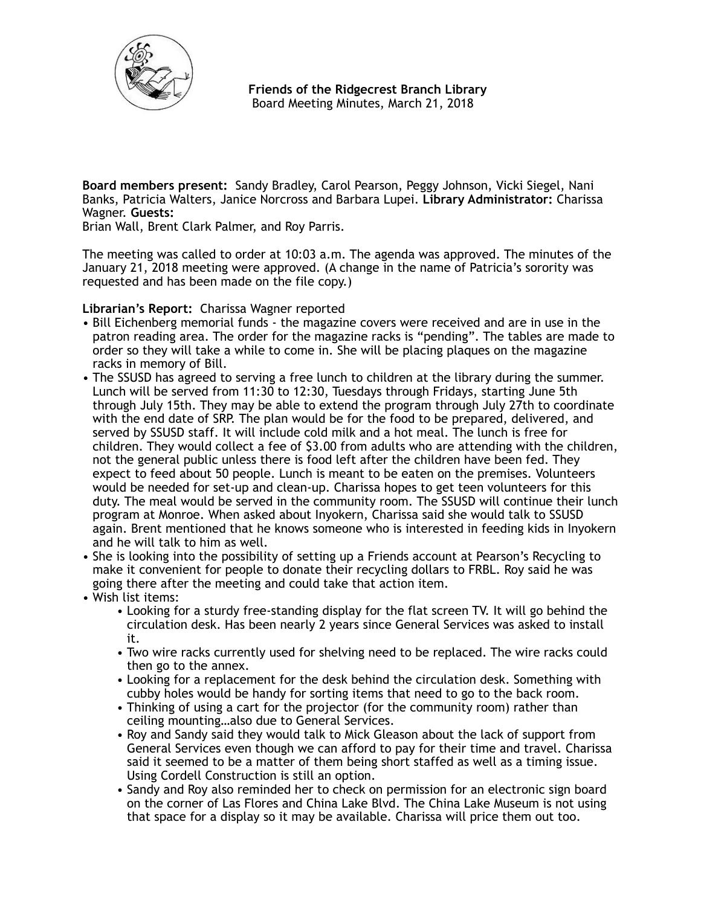**Friends of the Ridgecrest Branch Library**
Board Meeting Minutes, March 21, 2018

**Board members present:** Sandy Bradley, Carol Pearson, Peggy Johnson, Vicki Siegel, Nani Banks, Patricia Walters, Janice Norcross and Barbara Lupei. **Library Administrator:** Charissa Wagner. **Guests:**
Brian Wall, Brent Clark Palmer, and Roy Parris.

The meeting was called to order at 10:03 a.m. The agenda was approved. The minutes of the January 21, 2018 meeting were approved. (A change in the name of Patricia's sorority was requested and has been made on the file copy.)

**Librarian's Report:** Charissa Wagner reported

- Bill Eichenberg memorial funds - the magazine covers were received and are in use in the patron reading area. The order for the magazine racks is "pending". The tables are made to order so they will take a while to come in. She will be placing plaques on the magazine racks in memory of Bill.
- The SSUSD has agreed to serving a free lunch to children at the library during the summer. Lunch will be served from 11:30 to 12:30, Tuesdays through Fridays, starting June 5th through July 15th. They may be able to extend the program through July 27th to coordinate with the end date of SRP. The plan would be for the food to be prepared, delivered, and served by SSUSD staff. It will include cold milk and a hot meal. The lunch is free for children. They would collect a fee of $3.00 from adults who are attending with the children, not the general public unless there is food left after the children have been fed. They expect to feed about 50 people. Lunch is meant to be eaten on the premises. Volunteers would be needed for set-up and clean-up. Charissa hopes to get teen volunteers for this duty. The meal would be served in the community room. The SSUSD will continue their lunch program at Monroe. When asked about Inyokern, Charissa said she would talk to SSUSD again. Brent mentioned that he knows someone who is interested in feeding kids in Inyokern and he will talk to him as well.
- She is looking into the possibility of setting up a Friends account at Pearson's Recycling to make it convenient for people to donate their recycling dollars to FRBL. Roy said he was going there after the meeting and could take that action item.
- Wish list items:
    - Looking for a sturdy free-standing display for the flat screen TV. It will go behind the circulation desk. Has been nearly 2 years since General Services was asked to install it.
    - Two wire racks currently used for shelving need to be replaced. The wire racks could then go to the annex.
    - Looking for a replacement for the desk behind the circulation desk. Something with cubby holes would be handy for sorting items that need to go to the back room.
    - Thinking of using a cart for the projector (for the community room) rather than ceiling mounting…also due to General Services.
    - Roy and Sandy said they would talk to Mick Gleason about the lack of support from General Services even though we can afford to pay for their time and travel. Charissa said it seemed to be a matter of them being short staffed as well as a timing issue. Using Cordell Construction is still an option.
    - Sandy and Roy also reminded her to check on permission for an electronic sign board on the corner of Las Flores and China Lake Blvd. The China Lake Museum is not using that space for a display so it may be available. Charissa will price them out too.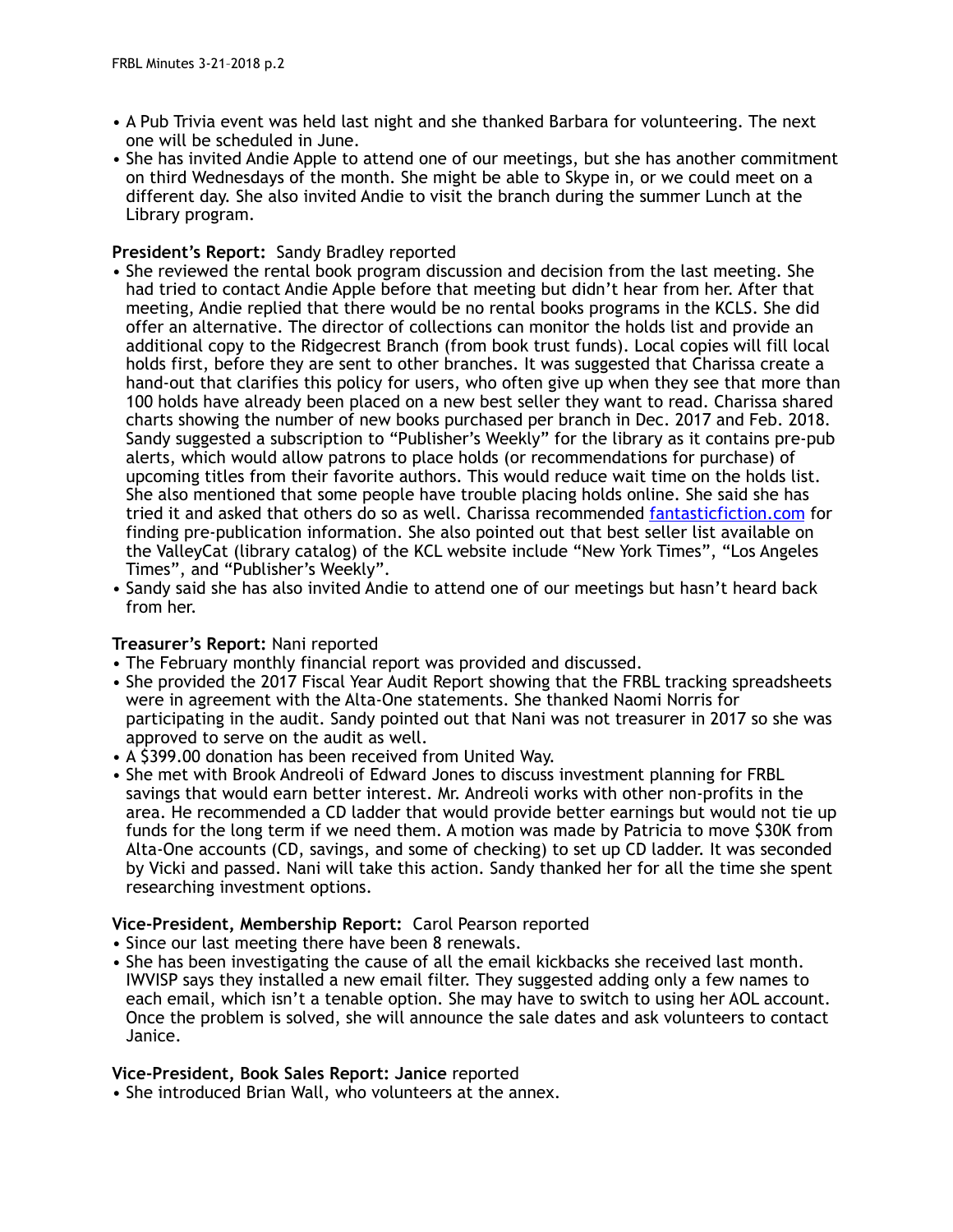- A Pub Trivia event was held last night and she thanked Barbara for volunteering. The next one will be scheduled in June.
- She has invited Andie Apple to attend one of our meetings, but she has another commitment on third Wednesdays of the month. She might be able to Skype in, or we could meet on a different day. She also invited Andie to visit the branch during the summer Lunch at the Library program.

**President's Report:** Sandy Bradley reported

- She reviewed the rental book program discussion and decision from the last meeting. She had tried to contact Andie Apple before that meeting but didn't hear from her. After that meeting, Andie replied that there would be no rental books programs in the KCLS. She did offer an alternative. The director of collections can monitor the holds list and provide an additional copy to the Ridgecrest Branch (from book trust funds). Local copies will fill local holds first, before they are sent to other branches. It was suggested that Charissa create a hand-out that clarifies this policy for users, who often give up when they see that more than 100 holds have already been placed on a new best seller they want to read. Charissa shared charts showing the number of new books purchased per branch in Dec. 2017 and Feb. 2018. Sandy suggested a subscription to "Publisher's Weekly" for the library as it contains pre-pub alerts, which would allow patrons to place holds (or recommendations for purchase) of upcoming titles from their favorite authors. This would reduce wait time on the holds list. She also mentioned that some people have trouble placing holds online. She said she has tried it and asked that others do so as well. Charissa recommended fantasticfiction.com for finding pre-publication information. She also pointed out that best seller list available on the ValleyCat (library catalog) of the KCL website include "New York Times", "Los Angeles Times", and "Publisher's Weekly".
- Sandy said she has also invited Andie to attend one of our meetings but hasn't heard back from her.

**Treasurer's Report:** Nani reported

- The February monthly financial report was provided and discussed.
- She provided the 2017 Fiscal Year Audit Report showing that the FRBL tracking spreadsheets were in agreement with the Alta-One statements. She thanked Naomi Norris for participating in the audit. Sandy pointed out that Nani was not treasurer in 2017 so she was approved to serve on the audit as well.
- A $399.00 donation has been received from United Way.
- She met with Brook Andreoli of Edward Jones to discuss investment planning for FRBL savings that would earn better interest. Mr. Andreoli works with other non-profits in the area. He recommended a CD ladder that would provide better earnings but would not tie up funds for the long term if we need them. A motion was made by Patricia to move $30K from Alta-One accounts (CD, savings, and some of checking) to set up CD ladder. It was seconded by Vicki and passed. Nani will take this action. Sandy thanked her for all the time she spent researching investment options.

**Vice-President, Membership Report:** Carol Pearson reported

- Since our last meeting there have been 8 renewals.
- She has been investigating the cause of all the email kickbacks she received last month. IWVISP says they installed a new email filter. They suggested adding only a few names to each email, which isn't a tenable option. She may have to switch to using her AOL account. Once the problem is solved, she will announce the sale dates and ask volunteers to contact Janice.

**Vice-President, Book Sales Report: Janice** reported

- She introduced Brian Wall, who volunteers at the annex.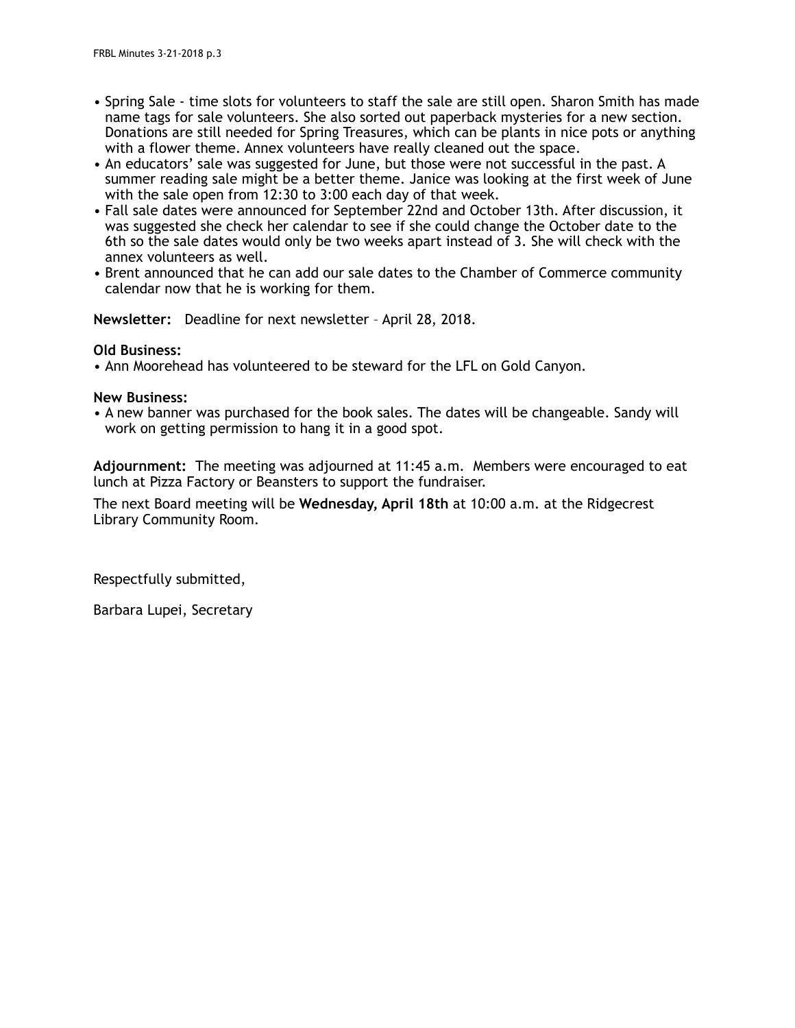- Spring Sale - time slots for volunteers to staff the sale are still open. Sharon Smith has made name tags for sale volunteers. She also sorted out paperback mysteries for a new section. Donations are still needed for Spring Treasures, which can be plants in nice pots or anything with a flower theme. Annex volunteers have really cleaned out the space.
- An educators' sale was suggested for June, but those were not successful in the past. A summer reading sale might be a better theme. Janice was looking at the first week of June with the sale open from 12:30 to 3:00 each day of that week.
- Fall sale dates were announced for September 22nd and October 13th. After discussion, it was suggested she check her calendar to see if she could change the October date to the 6th so the sale dates would only be two weeks apart instead of 3. She will check with the annex volunteers as well.
- Brent announced that he can add our sale dates to the Chamber of Commerce community calendar now that he is working for them.

**Newsletter:** Deadline for next newsletter – April 28, 2018.

**Old Business:**

- Ann Moorehead has volunteered to be steward for the LFL on Gold Canyon.

**New Business:**

- A new banner was purchased for the book sales. The dates will be changeable. Sandy will work on getting permission to hang it in a good spot.

**Adjournment:** The meeting was adjourned at 11:45 a.m. Members were encouraged to eat lunch at Pizza Factory or Beansters to support the fundraiser.

The next Board meeting will be **Wednesday, April 18th** at 10:00 a.m. at the Ridgecrest Library Community Room.

Respectfully submitted,

Barbara Lupei, Secretary